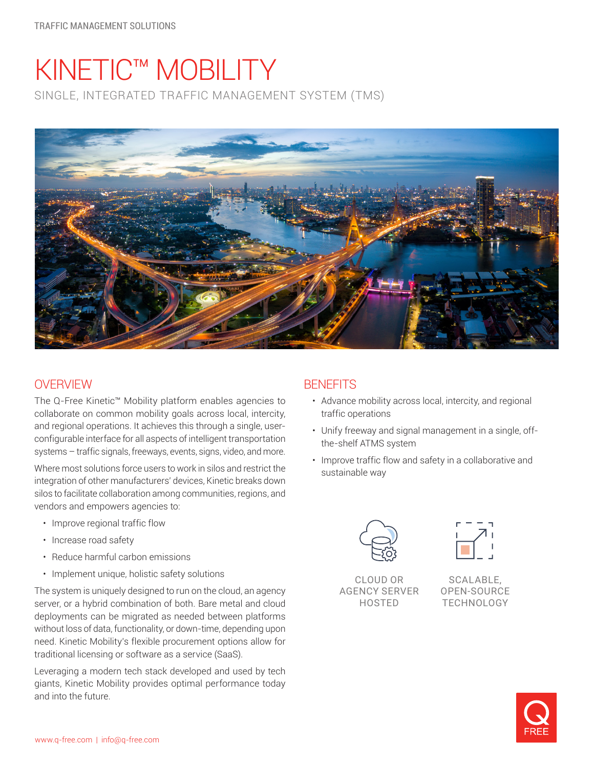TRAFFIC MANAGEMENT SOLUTIONS

# KINETIC™ MOBILITY

SINGLE, INTEGRATED TRAFFIC MANAGEMENT SYSTEM (TMS)

## OVERVIEW

The Q-Free Kinetic™ Mobility platform enables agencies to collaborate on common mobility goals across local, intercity, and regional operations. It achieves this through a single, user-configurable interface for all aspects of intelligent transportation systems – traffic signals, freeways, events, signs, video, and more.

Where most solutions force users to work in silos and restrict the integration of other manufacturers' devices, Kinetic breaks down silos to facilitate collaboration among communities, regions, and vendors and empowers agencies to:

- Improve regional traffic flow
- Increase road safety
- Reduce harmful carbon emissions
- Implement unique, holistic safety solutions

The system is uniquely designed to run on the cloud, an agency server, or a hybrid combination of both. Bare metal and cloud deployments can be migrated as needed between platforms without loss of data, functionality, or down-time, depending upon need. Kinetic Mobility's flexible procurement options allow for traditional licensing or software as a service (SaaS).

Leveraging a modern tech stack developed and used by tech giants, Kinetic Mobility provides optimal performance today and into the future.

## BENEFITS

- Advance mobility across local, intercity, and regional traffic operations
- Unify freeway and signal management in a single, off-the-shelf ATMS system
- Improve traffic flow and safety in a collaborative and sustainable way

CLOUD OR AGENCY SERVER HOSTED

SCALABLE, OPEN-SOURCE TECHNOLOGY

www.q-free.com | info@q-free.com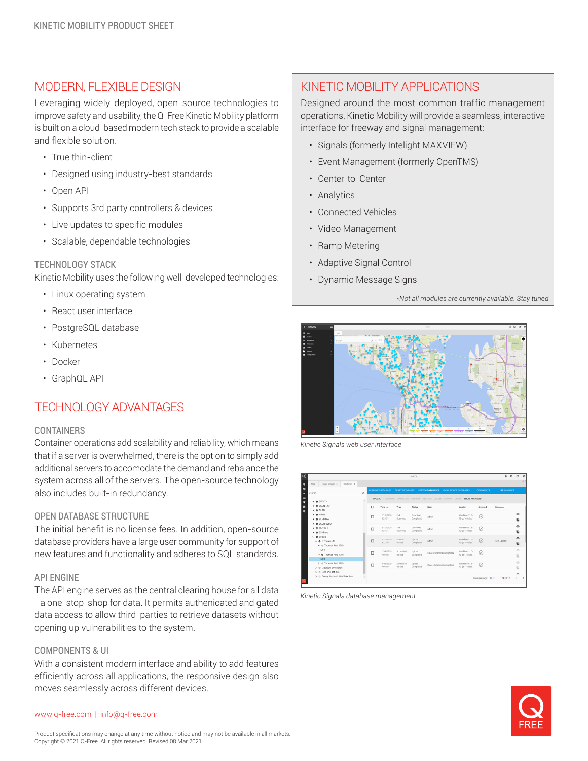## MODERN, FLEXIBLE DESIGN

Leveraging widely-deployed, open-source technologies to improve safety and usability, the Q-Free Kinetic Mobility platform is built on a cloud-based modern tech stack to provide a scalable and flexible solution.

- True thin-client
- Designed using industry-best standards
- Open API
- Supports 3rd party controllers & devices
- Live updates to specific modules
- Scalable, dependable technologies

### TECHNOLOGY STACK

Kinetic Mobility uses the following well-developed technologies:

- Linux operating system
- React user interface
- PostgreSQL database
- Kubernetes
- Docker
- GraphQL API

## TECHNOLOGY ADVANTAGES

### CONTAINERS

Container operations add scalability and reliability, which means that if a server is overwhelmed, there is the option to simply add additional servers to accomodate the demand and rebalance the system across all of the servers. The open-source technology also includes built-in redundancy.

### OPEN DATABASE STRUCTURE

The initial benefit is no license fees. In addition, open-source database providers have a large user community for support of new features and functionality and adheres to SQL standards.

### API ENGINE

The API engine serves as the central clearing house for all data - a one-stop-shop for data. It permits authenicated and gated data access to allow third-parties to retrieve datasets without opening up vulnerabilities to the system.

### COMPONENTS & UI

With a consistent modern interface and ability to add features efficiently across all applications, the responsive design also moves seamlessly across different devices.

## KINETIC MOBILITY APPLICATIONS

Designed around the most common traffic management operations, Kinetic Mobility will provide a seamless, interactive interface for freeway and signal management:

- Signals (formerly Intelight MAXVIEW)
- Event Management (formerly OpenTMS)
- Center-to-Center
- Analytics
- Connected Vehicles
- Video Management
- Ramp Metering
- Adaptive Signal Control
- Dynamic Message Signs

*\*Not all modules are currently available. Stay tuned.*

*Kinetic Signals web user interface*

*Kinetic Signals database management*

www.q-free.com | info@q-free.com

Product specifications may change at any time without notice and may not be available in all markets.
Copyright © 2021 Q-Free. All rights reserved. Revised 08 Mar 2021.